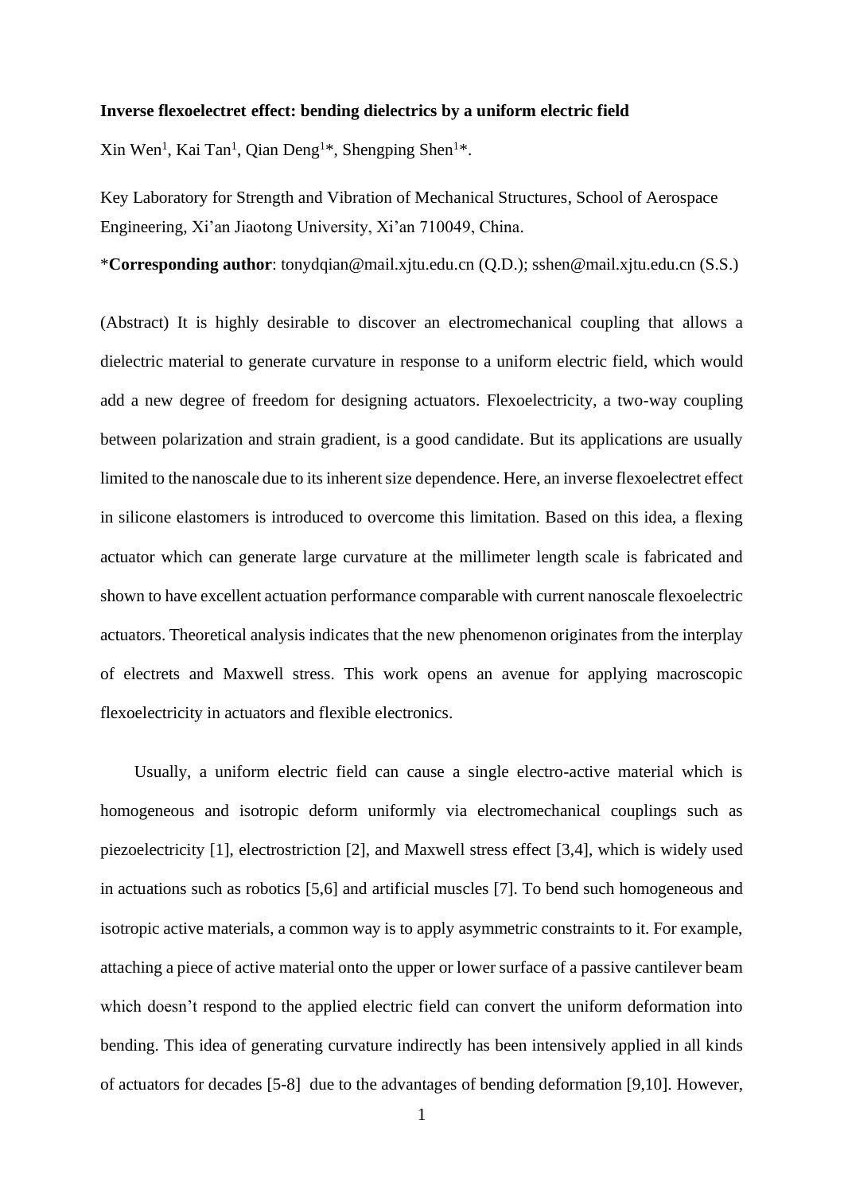**Inverse flexoelectret effect: bending dielectrics by a uniform electric field**

Xin Wen[1], Kai Tan[1], Qian Deng[1]*, Shengping Shen[1]*.

Key Laboratory for Strength and Vibration of Mechanical Structures, School of Aerospace Engineering, Xi'an Jiaotong University, Xi'an 710049, China.

***Corresponding author**: tonydqian@mail.xjtu.edu.cn (Q.D.); sshen@mail.xjtu.edu.cn (S.S.)

(Abstract) It is highly desirable to discover an electromechanical coupling that allows a dielectric material to generate curvature in response to a uniform electric field, which would add a new degree of freedom for designing actuators. Flexoelectricity, a two-way coupling between polarization and strain gradient, is a good candidate. But its applications are usually limited to the nanoscale due to its inherent size dependence. Here, an inverse flexoelectret effect in silicone elastomers is introduced to overcome this limitation. Based on this idea, a flexing actuator which can generate large curvature at the millimeter length scale is fabricated and shown to have excellent actuation performance comparable with current nanoscale flexoelectric actuators. Theoretical analysis indicates that the new phenomenon originates from the interplay of electrets and Maxwell stress. This work opens an avenue for applying macroscopic flexoelectricity in actuators and flexible electronics.

Usually, a uniform electric field can cause a single electro-active material which is homogeneous and isotropic deform uniformly via electromechanical couplings such as piezoelectricity [1], electrostriction [2], and Maxwell stress effect [3,4], which is widely used in actuations such as robotics [5,6] and artificial muscles [7]. To bend such homogeneous and isotropic active materials, a common way is to apply asymmetric constraints to it. For example, attaching a piece of active material onto the upper or lower surface of a passive cantilever beam which doesn't respond to the applied electric field can convert the uniform deformation into bending. This idea of generating curvature indirectly has been intensively applied in all kinds of actuators for decades [5-8] due to the advantages of bending deformation [9,10]. However,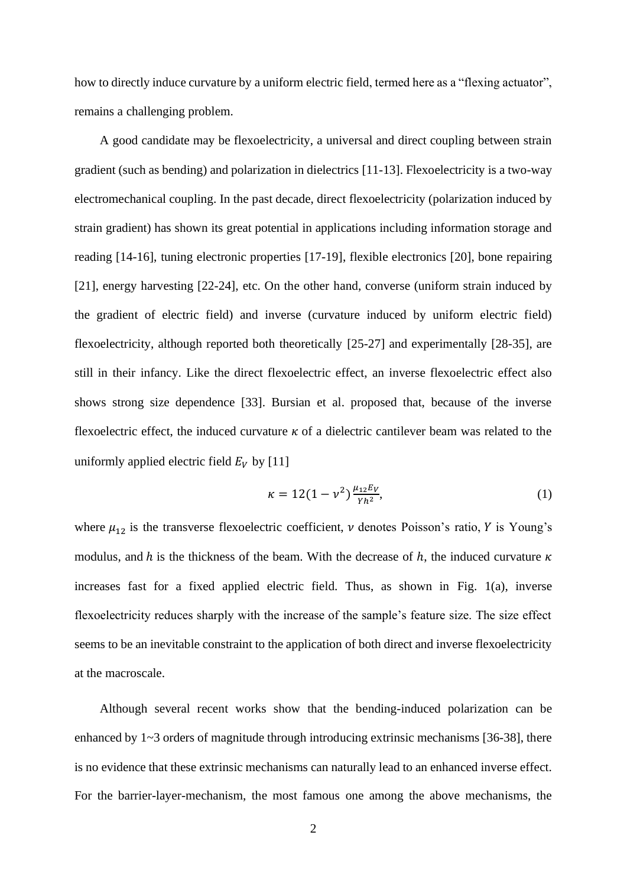how to directly induce curvature by a uniform electric field, termed here as a "flexing actuator", remains a challenging problem.

A good candidate may be flexoelectricity, a universal and direct coupling between strain gradient (such as bending) and polarization in dielectrics [11-13]. Flexoelectricity is a two-way electromechanical coupling. In the past decade, direct flexoelectricity (polarization induced by strain gradient) has shown its great potential in applications including information storage and reading [14-16], tuning electronic properties [17-19], flexible electronics [20], bone repairing [21], energy harvesting [22-24], etc. On the other hand, converse (uniform strain induced by the gradient of electric field) and inverse (curvature induced by uniform electric field) flexoelectricity, although reported both theoretically [25-27] and experimentally [28-35], are still in their infancy. Like the direct flexoelectric effect, an inverse flexoelectric effect also shows strong size dependence [33]. Bursian et al. proposed that, because of the inverse flexoelectric effect, the induced curvature $\kappa$ of a dielectric cantilever beam was related to the uniformly applied electric field $E_V$ by [11]

$$\kappa = 12(1-\nu^2)\frac{\mu_{12}E_V}{Yh^2}, \tag{1}$$

where $\mu_{12}$ is the transverse flexoelectric coefficient, $\nu$ denotes Poisson's ratio, $Y$ is Young's modulus, and $h$ is the thickness of the beam. With the decrease of $h$, the induced curvature $\kappa$ increases fast for a fixed applied electric field. Thus, as shown in Fig. 1(a), inverse flexoelectricity reduces sharply with the increase of the sample's feature size. The size effect seems to be an inevitable constraint to the application of both direct and inverse flexoelectricity at the macroscale.

Although several recent works show that the bending-induced polarization can be enhanced by 1~3 orders of magnitude through introducing extrinsic mechanisms [36-38], there is no evidence that these extrinsic mechanisms can naturally lead to an enhanced inverse effect. For the barrier-layer-mechanism, the most famous one among the above mechanisms, the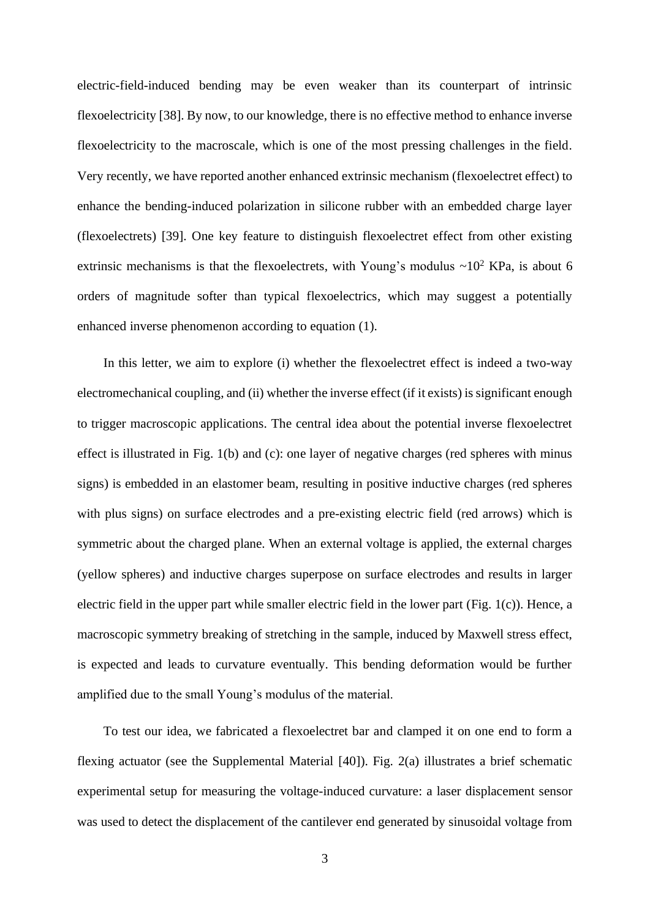electric-field-induced bending may be even weaker than its counterpart of intrinsic flexoelectricity [38]. By now, to our knowledge, there is no effective method to enhance inverse flexoelectricity to the macroscale, which is one of the most pressing challenges in the field. Very recently, we have reported another enhanced extrinsic mechanism (flexoelectret effect) to enhance the bending-induced polarization in silicone rubber with an embedded charge layer (flexoelectrets) [39]. One key feature to distinguish flexoelectret effect from other existing extrinsic mechanisms is that the flexoelectrets, with Young's modulus ~$10^2$ KPa, is about 6 orders of magnitude softer than typical flexoelectrics, which may suggest a potentially enhanced inverse phenomenon according to equation (1).

In this letter, we aim to explore (i) whether the flexoelectret effect is indeed a two-way electromechanical coupling, and (ii) whether the inverse effect (if it exists) is significant enough to trigger macroscopic applications. The central idea about the potential inverse flexoelectret effect is illustrated in Fig. 1(b) and (c): one layer of negative charges (red spheres with minus signs) is embedded in an elastomer beam, resulting in positive inductive charges (red spheres with plus signs) on surface electrodes and a pre-existing electric field (red arrows) which is symmetric about the charged plane. When an external voltage is applied, the external charges (yellow spheres) and inductive charges superpose on surface electrodes and results in larger electric field in the upper part while smaller electric field in the lower part (Fig. 1(c)). Hence, a macroscopic symmetry breaking of stretching in the sample, induced by Maxwell stress effect, is expected and leads to curvature eventually. This bending deformation would be further amplified due to the small Young's modulus of the material.

To test our idea, we fabricated a flexoelectret bar and clamped it on one end to form a flexing actuator (see the Supplemental Material [40]). Fig. 2(a) illustrates a brief schematic experimental setup for measuring the voltage-induced curvature: a laser displacement sensor was used to detect the displacement of the cantilever end generated by sinusoidal voltage from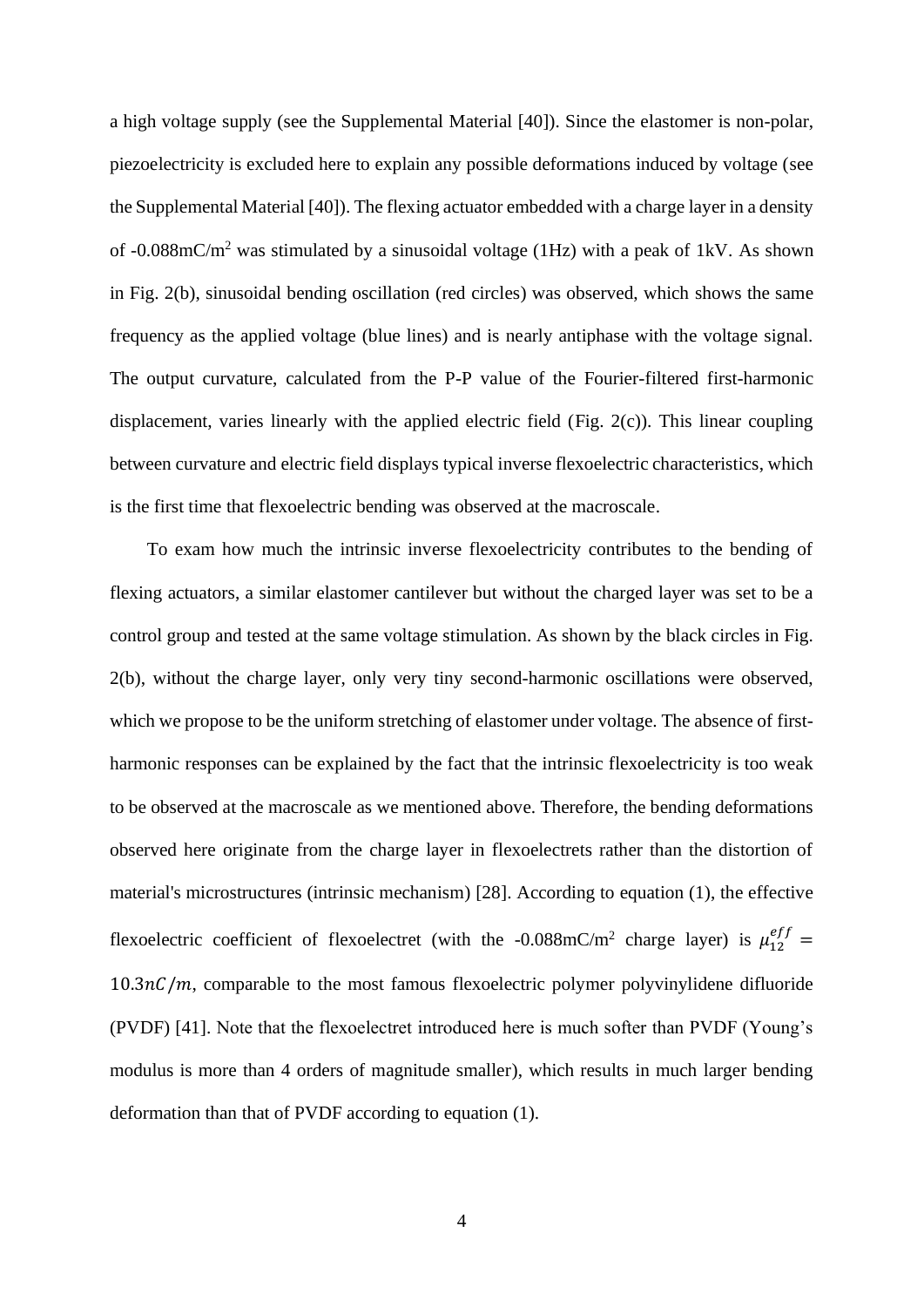a high voltage supply (see the Supplemental Material [40]). Since the elastomer is non-polar, piezoelectricity is excluded here to explain any possible deformations induced by voltage (see the Supplemental Material [40]). The flexing actuator embedded with a charge layer in a density of -0.088mC/m$^2$ was stimulated by a sinusoidal voltage (1Hz) with a peak of 1kV. As shown in Fig. 2(b), sinusoidal bending oscillation (red circles) was observed, which shows the same frequency as the applied voltage (blue lines) and is nearly antiphase with the voltage signal. The output curvature, calculated from the P-P value of the Fourier-filtered first-harmonic displacement, varies linearly with the applied electric field (Fig. 2(c)). This linear coupling between curvature and electric field displays typical inverse flexoelectric characteristics, which is the first time that flexoelectric bending was observed at the macroscale.

To exam how much the intrinsic inverse flexoelectricity contributes to the bending of flexing actuators, a similar elastomer cantilever but without the charged layer was set to be a control group and tested at the same voltage stimulation. As shown by the black circles in Fig. 2(b), without the charge layer, only very tiny second-harmonic oscillations were observed, which we propose to be the uniform stretching of elastomer under voltage. The absence of first-harmonic responses can be explained by the fact that the intrinsic flexoelectricity is too weak to be observed at the macroscale as we mentioned above. Therefore, the bending deformations observed here originate from the charge layer in flexoelectrets rather than the distortion of material's microstructures (intrinsic mechanism) [28]. According to equation (1), the effective flexoelectric coefficient of flexoelectret (with the -0.088mC/m$^2$ charge layer) is $\mu_{12}^{eff} = 10.3nC/m$, comparable to the most famous flexoelectric polymer polyvinylidene difluoride (PVDF) [41]. Note that the flexoelectret introduced here is much softer than PVDF (Young's modulus is more than 4 orders of magnitude smaller), which results in much larger bending deformation than that of PVDF according to equation (1).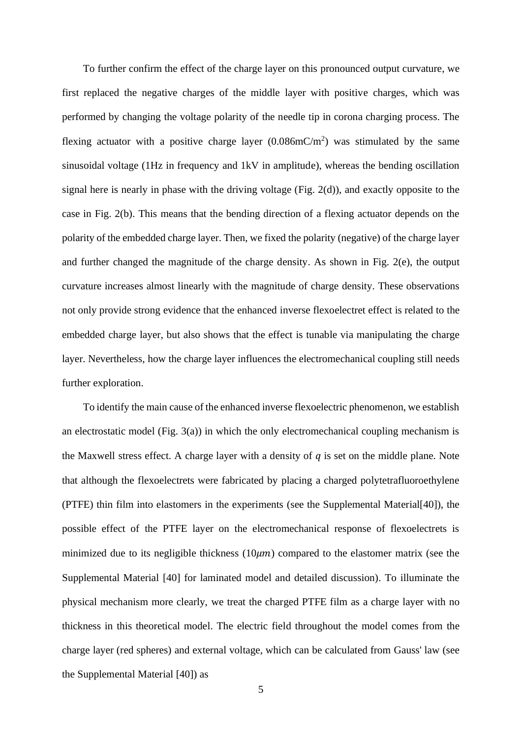To further confirm the effect of the charge layer on this pronounced output curvature, we first replaced the negative charges of the middle layer with positive charges, which was performed by changing the voltage polarity of the needle tip in corona charging process. The flexing actuator with a positive charge layer ($0.086\text{mC/m}^2$) was stimulated by the same sinusoidal voltage (1Hz in frequency and 1kV in amplitude), whereas the bending oscillation signal here is nearly in phase with the driving voltage (Fig. 2(d)), and exactly opposite to the case in Fig. 2(b). This means that the bending direction of a flexing actuator depends on the polarity of the embedded charge layer. Then, we fixed the polarity (negative) of the charge layer and further changed the magnitude of the charge density. As shown in Fig. 2(e), the output curvature increases almost linearly with the magnitude of charge density. These observations not only provide strong evidence that the enhanced inverse flexoelectret effect is related to the embedded charge layer, but also shows that the effect is tunable via manipulating the charge layer. Nevertheless, how the charge layer influences the electromechanical coupling still needs further exploration.

To identify the main cause of the enhanced inverse flexoelectric phenomenon, we establish an electrostatic model (Fig. 3(a)) in which the only electromechanical coupling mechanism is the Maxwell stress effect. A charge layer with a density of $q$ is set on the middle plane. Note that although the flexoelectrets were fabricated by placing a charged polytetrafluoroethylene (PTFE) thin film into elastomers in the experiments (see the Supplemental Material[40]), the possible effect of the PTFE layer on the electromechanical response of flexoelectrets is minimized due to its negligible thickness ($10\mu m$) compared to the elastomer matrix (see the Supplemental Material [40] for laminated model and detailed discussion). To illuminate the physical mechanism more clearly, we treat the charged PTFE film as a charge layer with no thickness in this theoretical model. The electric field throughout the model comes from the charge layer (red spheres) and external voltage, which can be calculated from Gauss' law (see the Supplemental Material [40]) as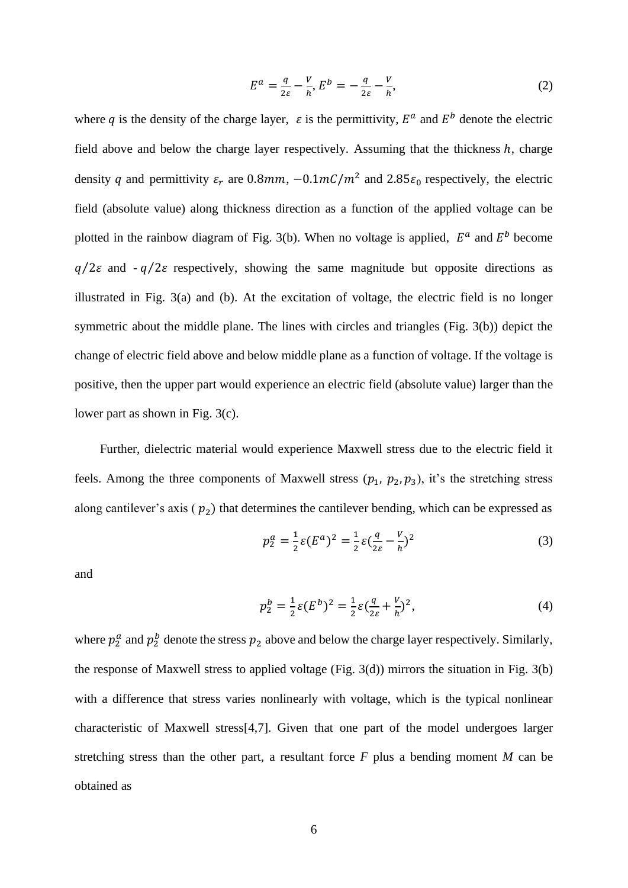$$E^a = \frac{q}{2\varepsilon} - \frac{V}{h}, E^b = -\frac{q}{2\varepsilon} - \frac{V}{h}, \tag{2}$$

where $q$ is the density of the charge layer, $\varepsilon$ is the permittivity, $E^a$ and $E^b$ denote the electric field above and below the charge layer respectively. Assuming that the thickness $h$, charge density $q$ and permittivity $\varepsilon_r$ are $0.8mm$, $-0.1mC/m^2$ and $2.85\varepsilon_0$ respectively, the electric field (absolute value) along thickness direction as a function of the applied voltage can be plotted in the rainbow diagram of Fig. 3(b). When no voltage is applied, $E^a$ and $E^b$ become $q/2\varepsilon$ and $-q/2\varepsilon$ respectively, showing the same magnitude but opposite directions as illustrated in Fig. 3(a) and (b). At the excitation of voltage, the electric field is no longer symmetric about the middle plane. The lines with circles and triangles (Fig. 3(b)) depict the change of electric field above and below middle plane as a function of voltage. If the voltage is positive, then the upper part would experience an electric field (absolute value) larger than the lower part as shown in Fig. 3(c).

Further, dielectric material would experience Maxwell stress due to the electric field it feels. Among the three components of Maxwell stress ($p_1$, $p_2$, $p_3$), it's the stretching stress along cantilever's axis ( $p_2$) that determines the cantilever bending, which can be expressed as

$$p_2^a = \frac{1}{2}\varepsilon(E^a)^2 = \frac{1}{2}\varepsilon\left(\frac{q}{2\varepsilon} - \frac{V}{h}\right)^2 \tag{3}$$

and

$$p_2^b = \frac{1}{2}\varepsilon(E^b)^2 = \frac{1}{2}\varepsilon\left(\frac{q}{2\varepsilon} + \frac{V}{h}\right)^2, \tag{4}$$

where $p_2^a$ and $p_2^b$ denote the stress $p_2$ above and below the charge layer respectively. Similarly, the response of Maxwell stress to applied voltage (Fig. 3(d)) mirrors the situation in Fig. 3(b) with a difference that stress varies nonlinearly with voltage, which is the typical nonlinear characteristic of Maxwell stress[4,7]. Given that one part of the model undergoes larger stretching stress than the other part, a resultant force $F$ plus a bending moment $M$ can be obtained as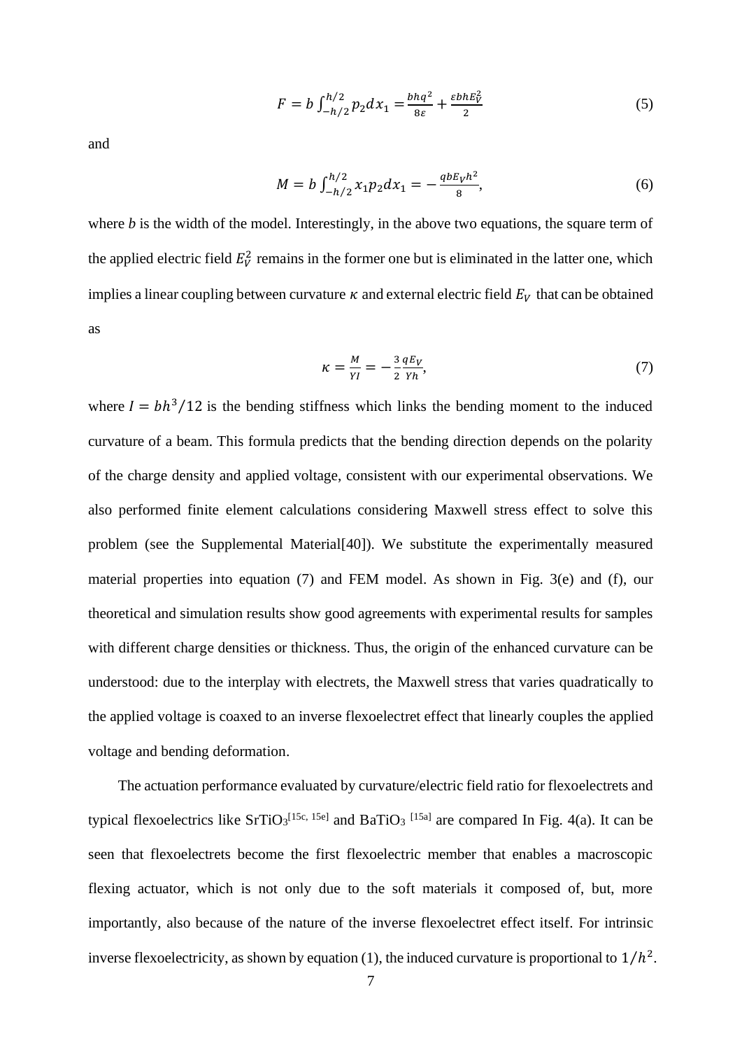$$F = b \int_{-h/2}^{h/2} p_2 dx_1 = \frac{bhq^2}{8\varepsilon} + \frac{\varepsilon bhE_V^2}{2} \tag{5}$$

and

$$M = b \int_{-h/2}^{h/2} x_1 p_2 dx_1 = -\frac{qbE_V h^2}{8}, \tag{6}$$

where $b$ is the width of the model. Interestingly, in the above two equations, the square term of the applied electric field $E_V^2$ remains in the former one but is eliminated in the latter one, which implies a linear coupling between curvature $\kappa$ and external electric field $E_V$ that can be obtained as

$$\kappa = \frac{M}{YI} = -\frac{3}{2}\frac{qE_V}{Yh}, \tag{7}$$

where $I = bh^3/12$ is the bending stiffness which links the bending moment to the induced curvature of a beam. This formula predicts that the bending direction depends on the polarity of the charge density and applied voltage, consistent with our experimental observations. We also performed finite element calculations considering Maxwell stress effect to solve this problem (see the Supplemental Material[40]). We substitute the experimentally measured material properties into equation (7) and FEM model. As shown in Fig. 3(e) and (f), our theoretical and simulation results show good agreements with experimental results for samples with different charge densities or thickness. Thus, the origin of the enhanced curvature can be understood: due to the interplay with electrets, the Maxwell stress that varies quadratically to the applied voltage is coaxed to an inverse flexoelectret effect that linearly couples the applied voltage and bending deformation.

The actuation performance evaluated by curvature/electric field ratio for flexoelectrets and typical flexoelectrics like $SrTiO_3$[15c, 15e] and $BaTiO_3$ [15a] are compared In Fig. 4(a). It can be seen that flexoelectrets become the first flexoelectric member that enables a macroscopic flexing actuator, which is not only due to the soft materials it composed of, but, more importantly, also because of the nature of the inverse flexoelectret effect itself. For intrinsic inverse flexoelectricity, as shown by equation (1), the induced curvature is proportional to $1/h^2$.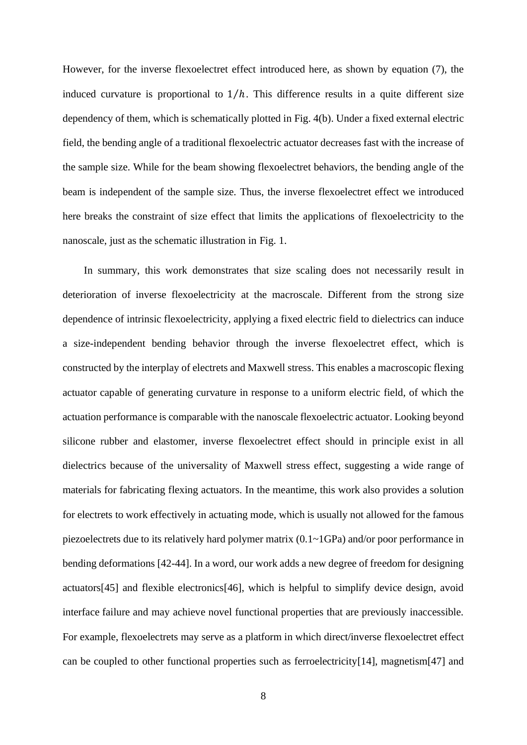However, for the inverse flexoelectret effect introduced here, as shown by equation (7), the induced curvature is proportional to $1/h$. This difference results in a quite different size dependency of them, which is schematically plotted in Fig. 4(b). Under a fixed external electric field, the bending angle of a traditional flexoelectric actuator decreases fast with the increase of the sample size. While for the beam showing flexoelectret behaviors, the bending angle of the beam is independent of the sample size. Thus, the inverse flexoelectret effect we introduced here breaks the constraint of size effect that limits the applications of flexoelectricity to the nanoscale, just as the schematic illustration in Fig. 1.

In summary, this work demonstrates that size scaling does not necessarily result in deterioration of inverse flexoelectricity at the macroscale. Different from the strong size dependence of intrinsic flexoelectricity, applying a fixed electric field to dielectrics can induce a size-independent bending behavior through the inverse flexoelectret effect, which is constructed by the interplay of electrets and Maxwell stress. This enables a macroscopic flexing actuator capable of generating curvature in response to a uniform electric field, of which the actuation performance is comparable with the nanoscale flexoelectric actuator. Looking beyond silicone rubber and elastomer, inverse flexoelectret effect should in principle exist in all dielectrics because of the universality of Maxwell stress effect, suggesting a wide range of materials for fabricating flexing actuators. In the meantime, this work also provides a solution for electrets to work effectively in actuating mode, which is usually not allowed for the famous piezoelectrets due to its relatively hard polymer matrix (0.1~1GPa) and/or poor performance in bending deformations [42-44]. In a word, our work adds a new degree of freedom for designing actuators[45] and flexible electronics[46], which is helpful to simplify device design, avoid interface failure and may achieve novel functional properties that are previously inaccessible. For example, flexoelectrets may serve as a platform in which direct/inverse flexoelectret effect can be coupled to other functional properties such as ferroelectricity[14], magnetism[47] and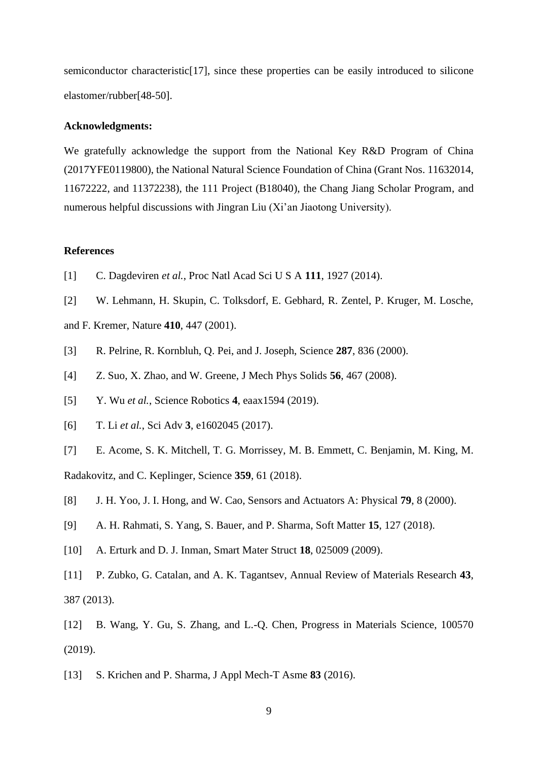semiconductor characteristic[17], since these properties can be easily introduced to silicone elastomer/rubber[48-50].

**Acknowledgments:**

We gratefully acknowledge the support from the National Key R&D Program of China (2017YFE0119800), the National Natural Science Foundation of China (Grant Nos. 11632014, 11672222, and 11372238), the 111 Project (B18040), the Chang Jiang Scholar Program, and numerous helpful discussions with Jingran Liu (Xi'an Jiaotong University).

**References**

[1] C. Dagdeviren *et al.*, Proc Natl Acad Sci U S A **111**, 1927 (2014).

[2] W. Lehmann, H. Skupin, C. Tolksdorf, E. Gebhard, R. Zentel, P. Kruger, M. Losche, and F. Kremer, Nature **410**, 447 (2001).

[3] R. Pelrine, R. Kornbluh, Q. Pei, and J. Joseph, Science **287**, 836 (2000).

[4] Z. Suo, X. Zhao, and W. Greene, J Mech Phys Solids **56**, 467 (2008).

[5] Y. Wu *et al.*, Science Robotics **4**, eaax1594 (2019).

[6] T. Li *et al.*, Sci Adv **3**, e1602045 (2017).

[7] E. Acome, S. K. Mitchell, T. G. Morrissey, M. B. Emmett, C. Benjamin, M. King, M. Radakovitz, and C. Keplinger, Science **359**, 61 (2018).

[8] J. H. Yoo, J. I. Hong, and W. Cao, Sensors and Actuators A: Physical **79**, 8 (2000).

[9] A. H. Rahmati, S. Yang, S. Bauer, and P. Sharma, Soft Matter **15**, 127 (2018).

[10] A. Erturk and D. J. Inman, Smart Mater Struct **18**, 025009 (2009).

[11] P. Zubko, G. Catalan, and A. K. Tagantsev, Annual Review of Materials Research **43**, 387 (2013).

[12] B. Wang, Y. Gu, S. Zhang, and L.-Q. Chen, Progress in Materials Science, 100570 (2019).

[13] S. Krichen and P. Sharma, J Appl Mech-T Asme **83** (2016).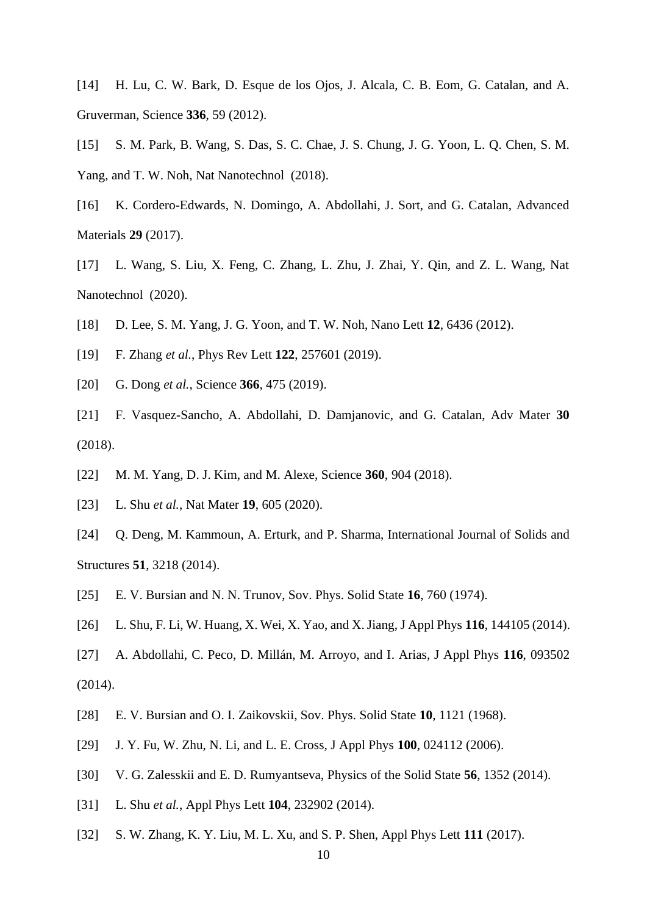[14] H. Lu, C. W. Bark, D. Esque de los Ojos, J. Alcala, C. B. Eom, G. Catalan, and A. Gruverman, Science **336**, 59 (2012).

[15] S. M. Park, B. Wang, S. Das, S. C. Chae, J. S. Chung, J. G. Yoon, L. Q. Chen, S. M. Yang, and T. W. Noh, Nat Nanotechnol (2018).

[16] K. Cordero-Edwards, N. Domingo, A. Abdollahi, J. Sort, and G. Catalan, Advanced Materials **29** (2017).

[17] L. Wang, S. Liu, X. Feng, C. Zhang, L. Zhu, J. Zhai, Y. Qin, and Z. L. Wang, Nat Nanotechnol (2020).

[18] D. Lee, S. M. Yang, J. G. Yoon, and T. W. Noh, Nano Lett **12**, 6436 (2012).

[19] F. Zhang *et al.*, Phys Rev Lett **122**, 257601 (2019).

[20] G. Dong *et al.*, Science **366**, 475 (2019).

[21] F. Vasquez-Sancho, A. Abdollahi, D. Damjanovic, and G. Catalan, Adv Mater **30** (2018).

[22] M. M. Yang, D. J. Kim, and M. Alexe, Science **360**, 904 (2018).

[23] L. Shu *et al.*, Nat Mater **19**, 605 (2020).

[24] Q. Deng, M. Kammoun, A. Erturk, and P. Sharma, International Journal of Solids and Structures **51**, 3218 (2014).

[25] E. V. Bursian and N. N. Trunov, Sov. Phys. Solid State **16**, 760 (1974).

[26] L. Shu, F. Li, W. Huang, X. Wei, X. Yao, and X. Jiang, J Appl Phys **116**, 144105 (2014).

[27] A. Abdollahi, C. Peco, D. Millán, M. Arroyo, and I. Arias, J Appl Phys **116**, 093502 (2014).

[28] E. V. Bursian and O. I. Zaikovskii, Sov. Phys. Solid State **10**, 1121 (1968).

[29] J. Y. Fu, W. Zhu, N. Li, and L. E. Cross, J Appl Phys **100**, 024112 (2006).

[30] V. G. Zalesskii and E. D. Rumyantseva, Physics of the Solid State **56**, 1352 (2014).

[31] L. Shu *et al.*, Appl Phys Lett **104**, 232902 (2014).

[32] S. W. Zhang, K. Y. Liu, M. L. Xu, and S. P. Shen, Appl Phys Lett **111** (2017).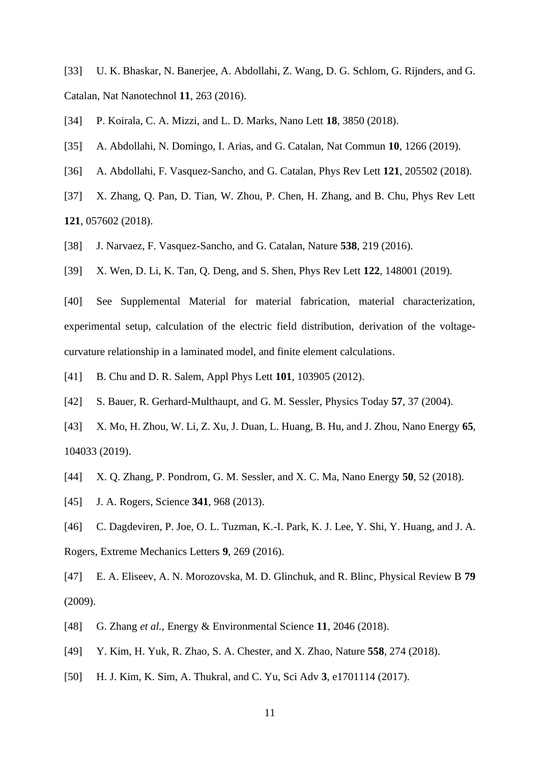[33] U. K. Bhaskar, N. Banerjee, A. Abdollahi, Z. Wang, D. G. Schlom, G. Rijnders, and G. Catalan, Nat Nanotechnol **11**, 263 (2016).

[34] P. Koirala, C. A. Mizzi, and L. D. Marks, Nano Lett **18**, 3850 (2018).

[35] A. Abdollahi, N. Domingo, I. Arias, and G. Catalan, Nat Commun **10**, 1266 (2019).

[36] A. Abdollahi, F. Vasquez-Sancho, and G. Catalan, Phys Rev Lett **121**, 205502 (2018).

[37] X. Zhang, Q. Pan, D. Tian, W. Zhou, P. Chen, H. Zhang, and B. Chu, Phys Rev Lett **121**, 057602 (2018).

[38] J. Narvaez, F. Vasquez-Sancho, and G. Catalan, Nature **538**, 219 (2016).

[39] X. Wen, D. Li, K. Tan, Q. Deng, and S. Shen, Phys Rev Lett **122**, 148001 (2019).

[40] See Supplemental Material for material fabrication, material characterization, experimental setup, calculation of the electric field distribution, derivation of the voltage-curvature relationship in a laminated model, and finite element calculations.

[41] B. Chu and D. R. Salem, Appl Phys Lett **101**, 103905 (2012).

[42] S. Bauer, R. Gerhard-Multhaupt, and G. M. Sessler, Physics Today **57**, 37 (2004).

[43] X. Mo, H. Zhou, W. Li, Z. Xu, J. Duan, L. Huang, B. Hu, and J. Zhou, Nano Energy **65**, 104033 (2019).

[44] X. Q. Zhang, P. Pondrom, G. M. Sessler, and X. C. Ma, Nano Energy **50**, 52 (2018).

[45] J. A. Rogers, Science **341**, 968 (2013).

[46] C. Dagdeviren, P. Joe, O. L. Tuzman, K.-I. Park, K. J. Lee, Y. Shi, Y. Huang, and J. A. Rogers, Extreme Mechanics Letters **9**, 269 (2016).

[47] E. A. Eliseev, A. N. Morozovska, M. D. Glinchuk, and R. Blinc, Physical Review B **79** (2009).

[48] G. Zhang *et al.*, Energy & Environmental Science **11**, 2046 (2018).

[49] Y. Kim, H. Yuk, R. Zhao, S. A. Chester, and X. Zhao, Nature **558**, 274 (2018).

[50] H. J. Kim, K. Sim, A. Thukral, and C. Yu, Sci Adv **3**, e1701114 (2017).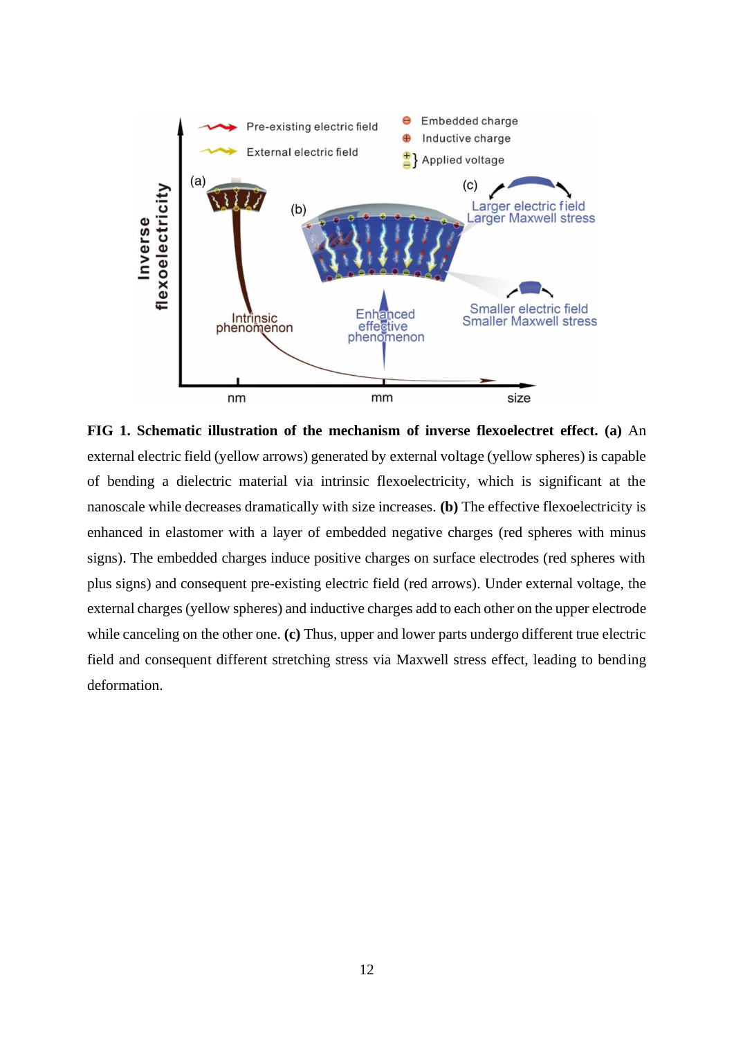**FIG 1. Schematic illustration of the mechanism of inverse flexoelectret effect. (a)** An external electric field (yellow arrows) generated by external voltage (yellow spheres) is capable of bending a dielectric material via intrinsic flexoelectricity, which is significant at the nanoscale while decreases dramatically with size increases. **(b)** The effective flexoelectricity is enhanced in elastomer with a layer of embedded negative charges (red spheres with minus signs). The embedded charges induce positive charges on surface electrodes (red spheres with plus signs) and consequent pre-existing electric field (red arrows). Under external voltage, the external charges (yellow spheres) and inductive charges add to each other on the upper electrode while canceling on the other one. **(c)** Thus, upper and lower parts undergo different true electric field and consequent different stretching stress via Maxwell stress effect, leading to bending deformation.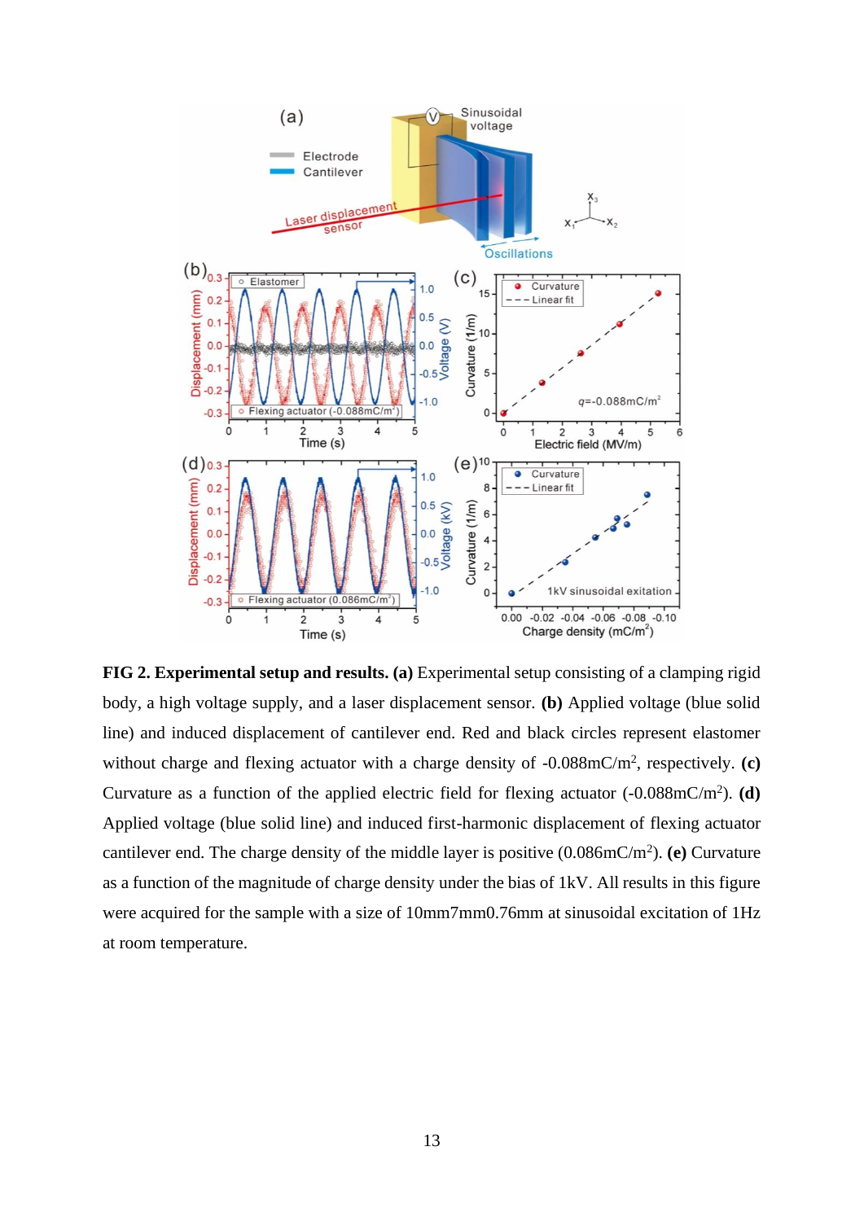**FIG 2. Experimental setup and results. (a)** Experimental setup consisting of a clamping rigid body, a high voltage supply, and a laser displacement sensor. **(b)** Applied voltage (blue solid line) and induced displacement of cantilever end. Red and black circles represent elastomer without charge and flexing actuator with a charge density of -0.088mC/m$^2$, respectively. **(c)** Curvature as a function of the applied electric field for flexing actuator (-0.088mC/m$^2$). **(d)** Applied voltage (blue solid line) and induced first-harmonic displacement of flexing actuator cantilever end. The charge density of the middle layer is positive (0.086mC/m$^2$). **(e)** Curvature as a function of the magnitude of charge density under the bias of 1kV. All results in this figure were acquired for the sample with a size of 10mm7mm0.76mm at sinusoidal excitation of 1Hz at room temperature.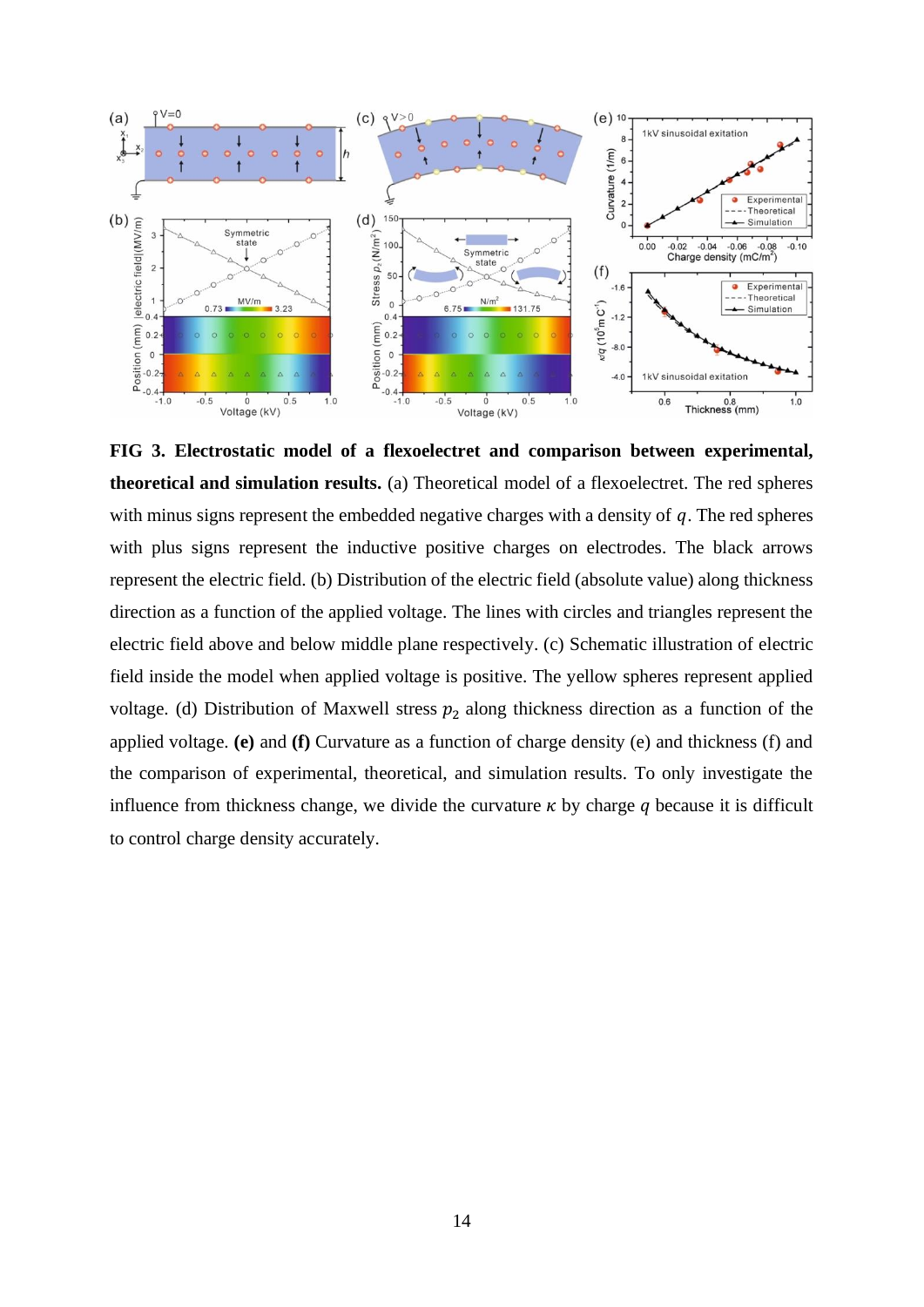**FIG 3. Electrostatic model of a flexoelectret and comparison between experimental, theoretical and simulation results.** (a) Theoretical model of a flexoelectret. The red spheres with minus signs represent the embedded negative charges with a density of $q$. The red spheres with plus signs represent the inductive positive charges on electrodes. The black arrows represent the electric field. (b) Distribution of the electric field (absolute value) along thickness direction as a function of the applied voltage. The lines with circles and triangles represent the electric field above and below middle plane respectively. (c) Schematic illustration of electric field inside the model when applied voltage is positive. The yellow spheres represent applied voltage. (d) Distribution of Maxwell stress $p_2$ along thickness direction as a function of the applied voltage. **(e)** and **(f)** Curvature as a function of charge density (e) and thickness (f) and the comparison of experimental, theoretical, and simulation results. To only investigate the influence from thickness change, we divide the curvature $\kappa$ by charge $q$ because it is difficult to control charge density accurately.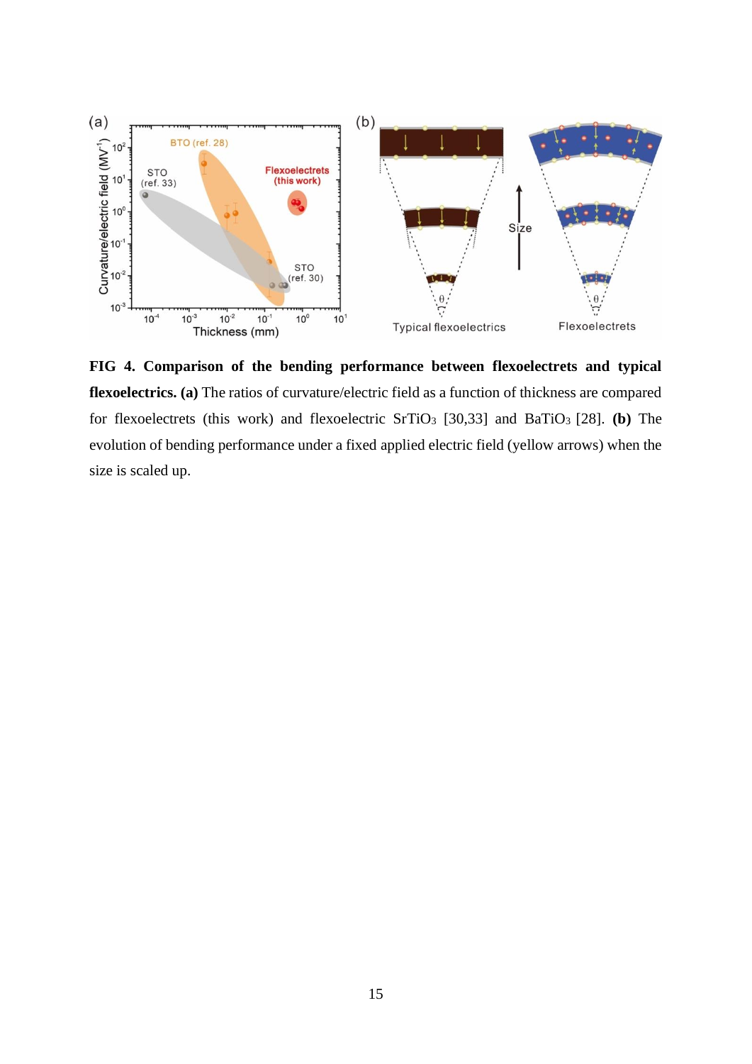**FIG 4. Comparison of the bending performance between flexoelectrets and typical flexoelectrics. (a)** The ratios of curvature/electric field as a function of thickness are compared for flexoelectrets (this work) and flexoelectric $SrTiO_3$ [30,33] and $BaTiO_3$ [28]. **(b)** The evolution of bending performance under a fixed applied electric field (yellow arrows) when the size is scaled up.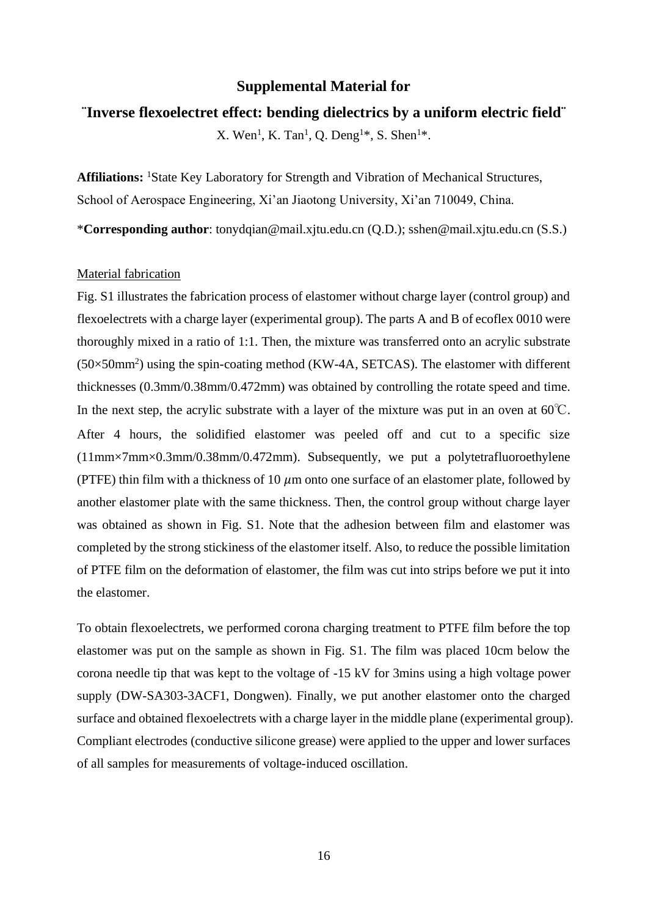# Supplemental Material for

## ¨Inverse flexoelectret effect: bending dielectrics by a uniform electric field¨

X. Wen[1], K. Tan[1], Q. Deng[1]*, S. Shen[1]*.

**Affiliations:** [1]State Key Laboratory for Strength and Vibration of Mechanical Structures, School of Aerospace Engineering, Xi'an Jiaotong University, Xi'an 710049, China.

\***Corresponding author**: tonydqian@mail.xjtu.edu.cn (Q.D.); sshen@mail.xjtu.edu.cn (S.S.)

<u>Material fabrication</u>

Fig. S1 illustrates the fabrication process of elastomer without charge layer (control group) and flexoelectrets with a charge layer (experimental group). The parts A and B of ecoflex 0010 were thoroughly mixed in a ratio of 1:1. Then, the mixture was transferred onto an acrylic substrate ($50\times50\text{mm}^2$) using the spin-coating method (KW-4A, SETCAS). The elastomer with different thicknesses (0.3mm/0.38mm/0.472mm) was obtained by controlling the rotate speed and time. In the next step, the acrylic substrate with a layer of the mixture was put in an oven at 60℃. After 4 hours, the solidified elastomer was peeled off and cut to a specific size (11mm×7mm×0.3mm/0.38mm/0.472mm). Subsequently, we put a polytetrafluoroethylene (PTFE) thin film with a thickness of 10 $\mu$m onto one surface of an elastomer plate, followed by another elastomer plate with the same thickness. Then, the control group without charge layer was obtained as shown in Fig. S1. Note that the adhesion between film and elastomer was completed by the strong stickiness of the elastomer itself. Also, to reduce the possible limitation of PTFE film on the deformation of elastomer, the film was cut into strips before we put it into the elastomer.

To obtain flexoelectrets, we performed corona charging treatment to PTFE film before the top elastomer was put on the sample as shown in Fig. S1. The film was placed 10cm below the corona needle tip that was kept to the voltage of -15 kV for 3mins using a high voltage power supply (DW-SA303-3ACF1, Dongwen). Finally, we put another elastomer onto the charged surface and obtained flexoelectrets with a charge layer in the middle plane (experimental group). Compliant electrodes (conductive silicone grease) were applied to the upper and lower surfaces of all samples for measurements of voltage-induced oscillation.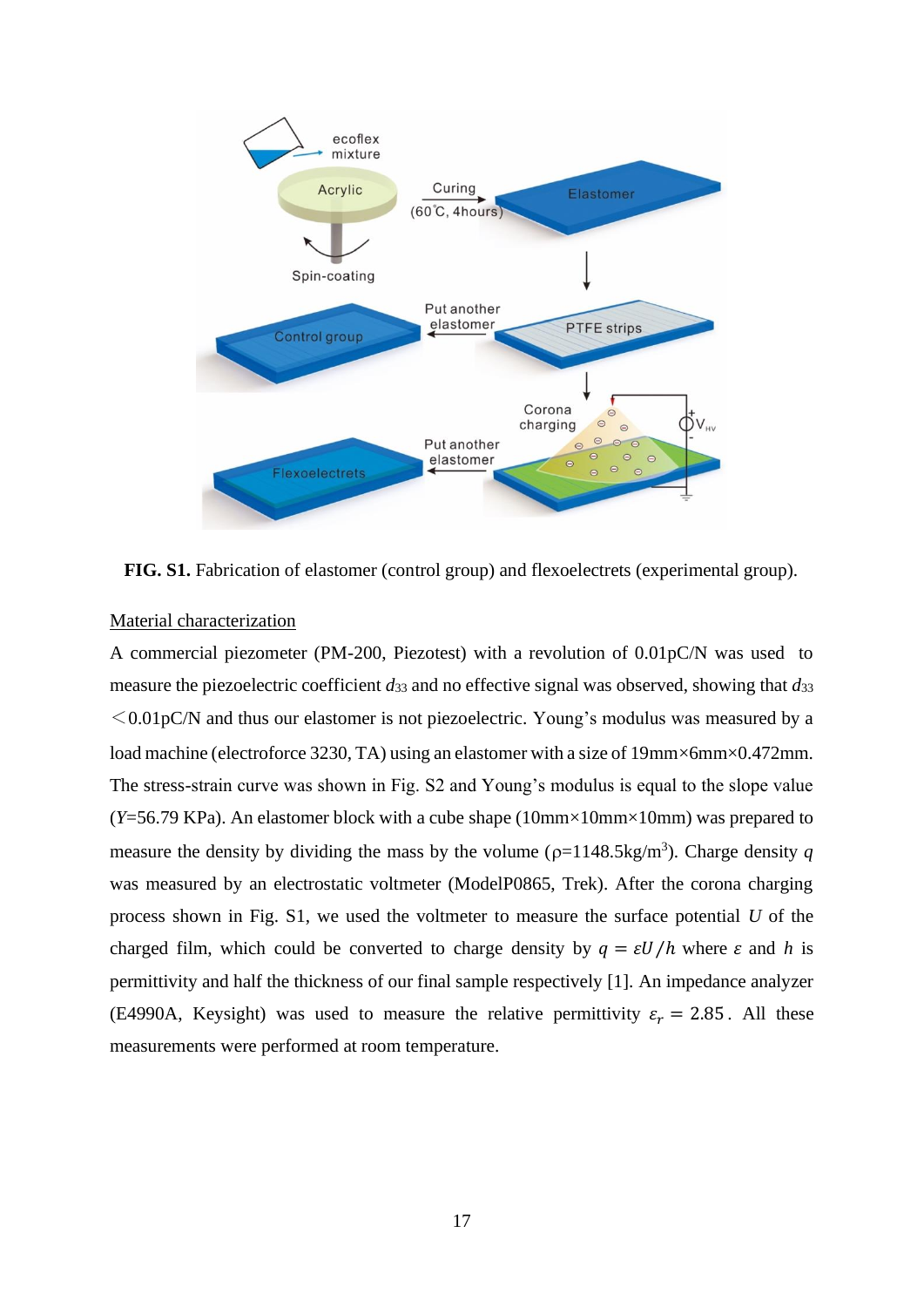**FIG. S1.** Fabrication of elastomer (control group) and flexoelectrets (experimental group).

Material characterization

A commercial piezometer (PM-200, Piezotest) with a revolution of 0.01pC/N was used to measure the piezoelectric coefficient $d_{33}$ and no effective signal was observed, showing that $d_{33}$ $<$0.01pC/N and thus our elastomer is not piezoelectric. Young's modulus was measured by a load machine (electroforce 3230, TA) using an elastomer with a size of 19mm×6mm×0.472mm. The stress-strain curve was shown in Fig. S2 and Young's modulus is equal to the slope value ($Y$=56.79 KPa). An elastomer block with a cube shape (10mm×10mm×10mm) was prepared to measure the density by dividing the mass by the volume ($\rho$=1148.5kg/m$^3$). Charge density $q$ was measured by an electrostatic voltmeter (ModelP0865, Trek). After the corona charging process shown in Fig. S1, we used the voltmeter to measure the surface potential $U$ of the charged film, which could be converted to charge density by $q = \varepsilon U/h$ where $\varepsilon$ and $h$ is permittivity and half the thickness of our final sample respectively [1]. An impedance analyzer (E4990A, Keysight) was used to measure the relative permittivity $\varepsilon_r = 2.85$. All these measurements were performed at room temperature.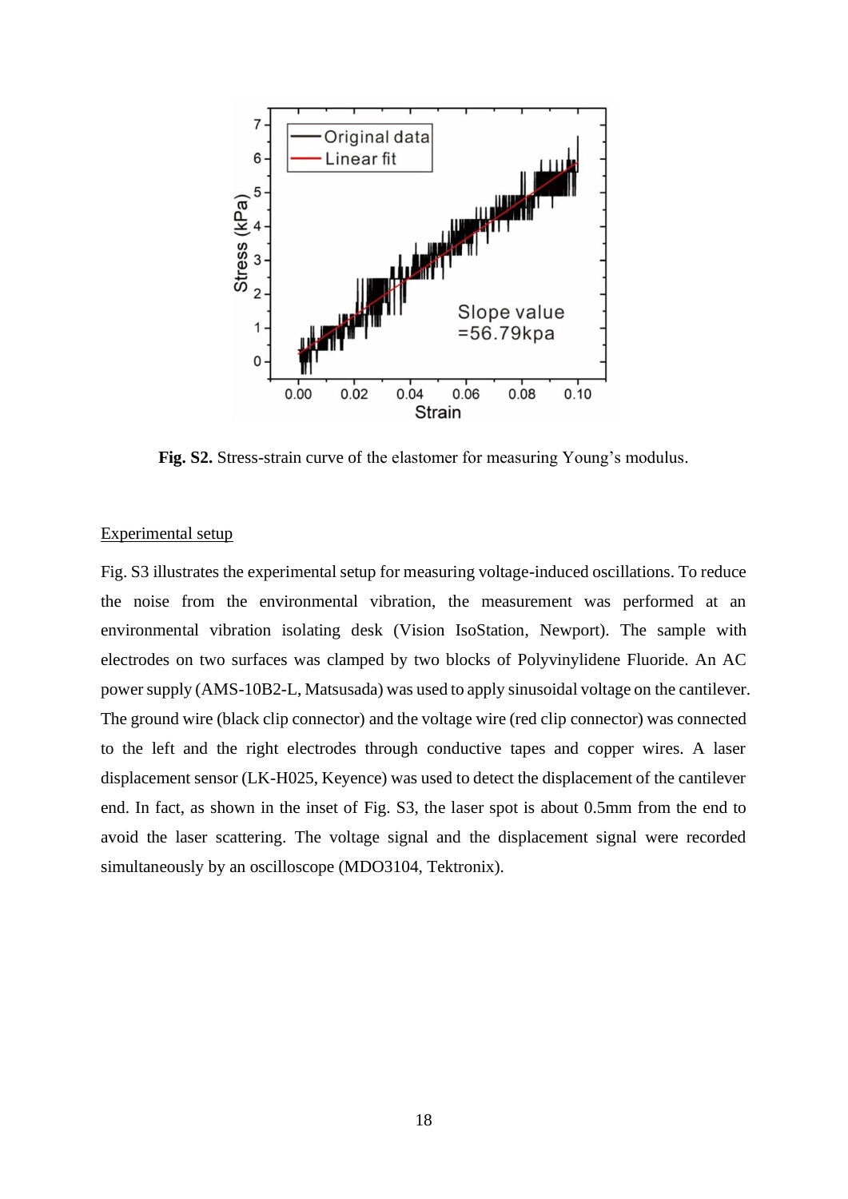**Fig. S2.** Stress-strain curve of the elastomer for measuring Young's modulus.

Experimental setup

Fig. S3 illustrates the experimental setup for measuring voltage-induced oscillations. To reduce the noise from the environmental vibration, the measurement was performed at an environmental vibration isolating desk (Vision IsoStation, Newport). The sample with electrodes on two surfaces was clamped by two blocks of Polyvinylidene Fluoride. An AC power supply (AMS-10B2-L, Matsusada) was used to apply sinusoidal voltage on the cantilever. The ground wire (black clip connector) and the voltage wire (red clip connector) was connected to the left and the right electrodes through conductive tapes and copper wires. A laser displacement sensor (LK-H025, Keyence) was used to detect the displacement of the cantilever end. In fact, as shown in the inset of Fig. S3, the laser spot is about 0.5mm from the end to avoid the laser scattering. The voltage signal and the displacement signal were recorded simultaneously by an oscilloscope (MDO3104, Tektronix).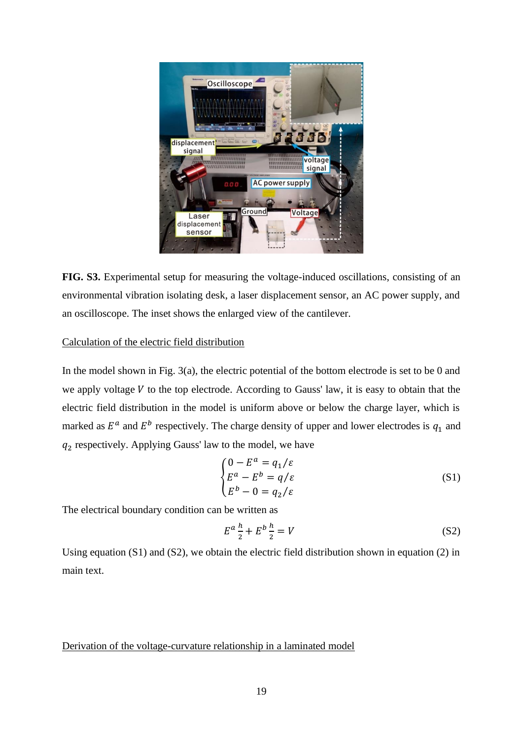**FIG. S3.** Experimental setup for measuring the voltage-induced oscillations, consisting of an environmental vibration isolating desk, a laser displacement sensor, an AC power supply, and an oscilloscope. The inset shows the enlarged view of the cantilever.

Calculation of the electric field distribution

In the model shown in Fig. 3(a), the electric potential of the bottom electrode is set to be 0 and we apply voltage $V$ to the top electrode. According to Gauss' law, it is easy to obtain that the electric field distribution in the model is uniform above or below the charge layer, which is marked as $E^a$ and $E^b$ respectively. The charge density of upper and lower electrodes is $q_1$ and $q_2$ respectively. Applying Gauss' law to the model, we have

$$\begin{cases} 0 - E^a = q_1/\varepsilon \\ E^a - E^b = q/\varepsilon \\ E^b - 0 = q_2/\varepsilon \end{cases} \tag{S1}$$

The electrical boundary condition can be written as

$$E^a \frac{h}{2} + E^b \frac{h}{2} = V \tag{S2}$$

Using equation (S1) and (S2), we obtain the electric field distribution shown in equation (2) in main text.

Derivation of the voltage-curvature relationship in a laminated model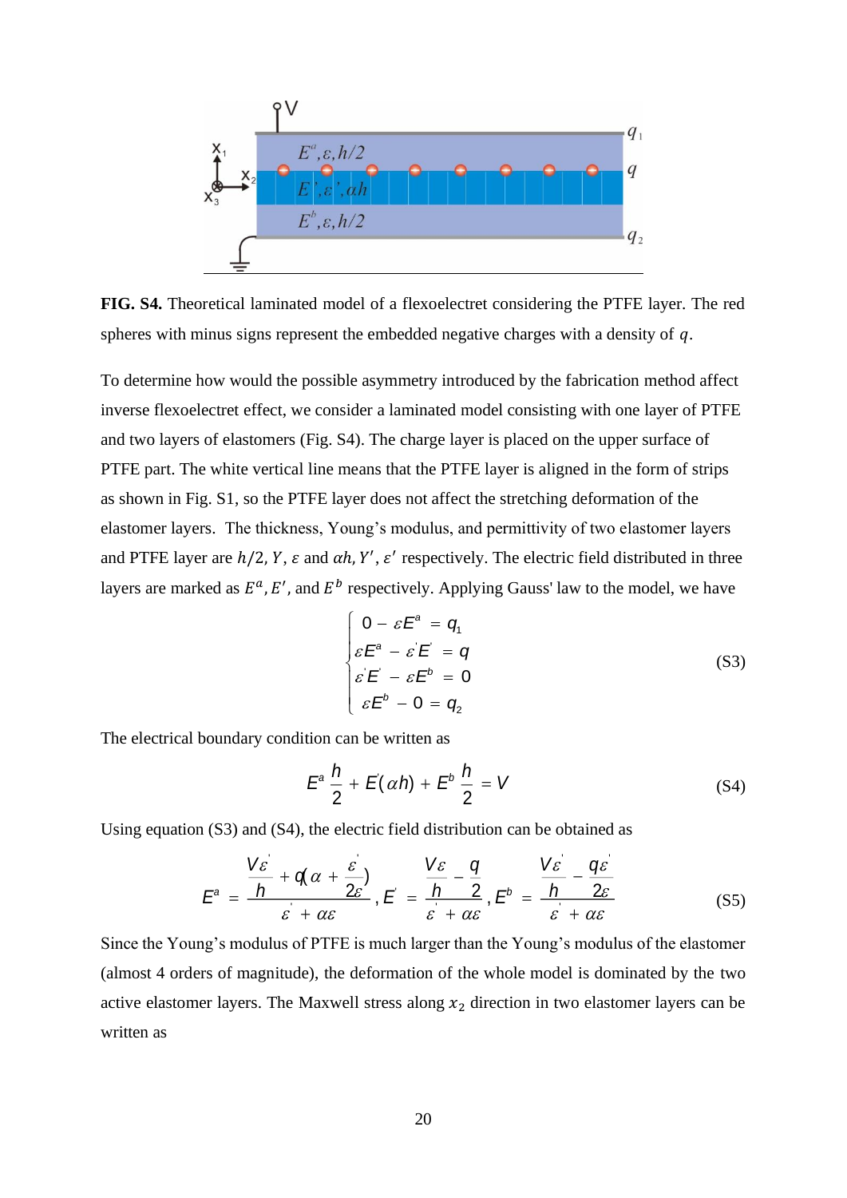**FIG. S4.** Theoretical laminated model of a flexoelectret considering the PTFE layer. The red spheres with minus signs represent the embedded negative charges with a density of $q$.

To determine how would the possible asymmetry introduced by the fabrication method affect inverse flexoelectret effect, we consider a laminated model consisting with one layer of PTFE and two layers of elastomers (Fig. S4). The charge layer is placed on the upper surface of PTFE part. The white vertical line means that the PTFE layer is aligned in the form of strips as shown in Fig. S1, so the PTFE layer does not affect the stretching deformation of the elastomer layers. The thickness, Young's modulus, and permittivity of two elastomer layers and PTFE layer are $h/2$, $Y$, $\varepsilon$ and $\alpha h$, $Y'$, $\varepsilon'$ respectively. The electric field distributed in three layers are marked as $E^a$, $E'$, and $E^b$ respectively. Applying Gauss' law to the model, we have

$$
\begin{cases}
0 - \varepsilon E^a = q_1 \\
\varepsilon E^a - \varepsilon' E' = q \\
\varepsilon' E' - \varepsilon E^b = 0 \\
\varepsilon E^b - 0 = q_2
\end{cases}
\tag{S3}
$$

The electrical boundary condition can be written as

$$
E^a \frac{h}{2} + E'(\alpha h) + E^b \frac{h}{2} = V \tag{S4}
$$

Using equation (S3) and (S4), the electric field distribution can be obtained as

$$
E^a = \frac{\frac{V\varepsilon'}{h} + q\left(\alpha + \frac{\varepsilon'}{2\varepsilon}\right)}{\varepsilon' + \alpha\varepsilon}, \quad E' = \frac{\frac{V\varepsilon}{h} - \frac{q}{2}}{\varepsilon' + \alpha\varepsilon}, \quad E^b = \frac{\frac{V\varepsilon'}{h} - \frac{q\varepsilon'}{2\varepsilon}}{\varepsilon' + \alpha\varepsilon} \tag{S5}
$$

Since the Young's modulus of PTFE is much larger than the Young's modulus of the elastomer (almost 4 orders of magnitude), the deformation of the whole model is dominated by the two active elastomer layers. The Maxwell stress along $x_2$ direction in two elastomer layers can be written as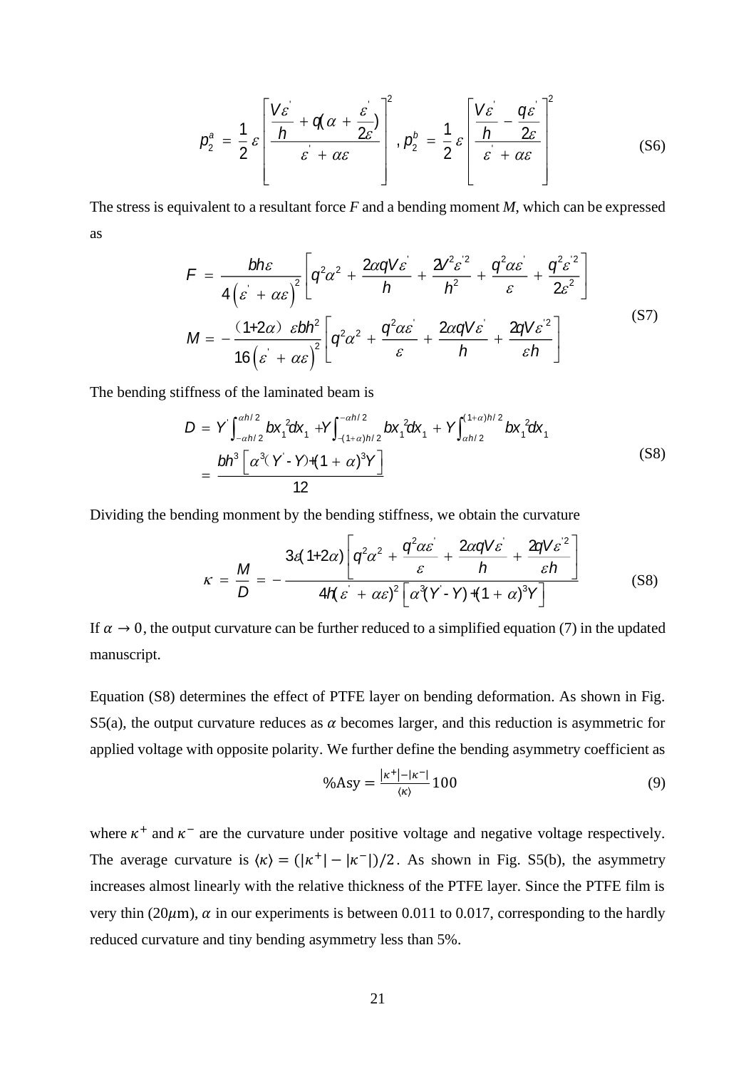$$p_2^a = \frac{1}{2}\varepsilon\left[\frac{\frac{V\varepsilon^{'}}{h}+q(\alpha+\frac{\varepsilon^{'}}{2\varepsilon})}{\varepsilon^{'}+\alpha\varepsilon}\right]^2,\ p_2^b = \frac{1}{2}\varepsilon\left[\frac{\frac{V\varepsilon^{'}}{h}-\frac{q\varepsilon^{'}}{2\varepsilon}}{\varepsilon^{'}+\alpha\varepsilon}\right]^2 \tag{S6}$$

The stress is equivalent to a resultant force *F* and a bending moment *M*, which can be expressed as

$$\begin{aligned}
F &= \frac{bh\varepsilon}{4\left(\varepsilon^{'}+\alpha\varepsilon\right)^2}\left[q^2\alpha^2+\frac{2\alpha qV\varepsilon^{'}}{h}+\frac{2V^2\varepsilon^{'2}}{h^2}+\frac{q^2\alpha\varepsilon^{'}}{\varepsilon}+\frac{q^2\varepsilon^{'2}}{2\varepsilon^2}\right] \\
M &= -\frac{(1+2\alpha)\ \varepsilon bh^2}{16\left(\varepsilon^{'}+\alpha\varepsilon\right)^2}\left[q^2\alpha^2+\frac{q^2\alpha\varepsilon^{'}}{\varepsilon}+\frac{2\alpha qV\varepsilon^{'}}{h}+\frac{2qV\varepsilon^{'2}}{\varepsilon h}\right]
\end{aligned} \tag{S7}$$

The bending stiffness of the laminated beam is

$$\begin{aligned}
D &= Y^{'}\int_{-\alpha h/2}^{\alpha h/2} bx_1^2dx_1 + Y\int_{-(1+\alpha)h/2}^{-\alpha h/2} bx_1^2dx_1 + Y\int_{\alpha h/2}^{(1+\alpha)h/2} bx_1^2dx_1 \\
&= \frac{bh^3\left[\alpha^3(Y^{'}-Y)+(1+\alpha)^3Y\right]}{12}
\end{aligned} \tag{S8}$$

Dividing the bending monment by the bending stiffness, we obtain the curvature

$$\kappa = \frac{M}{D} = -\frac{3\varepsilon(1+2\alpha)\left[q^2\alpha^2+\frac{q^2\alpha\varepsilon^{'}}{\varepsilon}+\frac{2\alpha qV\varepsilon^{'}}{h}+\frac{2qV\varepsilon^{'2}}{\varepsilon h}\right]}{4h(\varepsilon^{'}+\alpha\varepsilon)^2\left[\alpha^3(Y^{'}-Y)+(1+\alpha)^3Y\right]} \tag{S8}$$

If $\alpha \to 0$, the output curvature can be further reduced to a simplified equation (7) in the updated manuscript.

Equation (S8) determines the effect of PTFE layer on bending deformation. As shown in Fig. S5(a), the output curvature reduces as $\alpha$ becomes larger, and this reduction is asymmetric for applied voltage with opposite polarity. We further define the bending asymmetry coefficient as

$$\%\text{Asy} = \frac{|\kappa^+|-|\kappa^-|}{\langle\kappa\rangle}100 \tag{9}$$

where $\kappa^+$ and $\kappa^-$ are the curvature under positive voltage and negative voltage respectively. The average curvature is $\langle\kappa\rangle = (|\kappa^+|-|\kappa^-|)/2$. As shown in Fig. S5(b), the asymmetry increases almost linearly with the relative thickness of the PTFE layer. Since the PTFE film is very thin (20$\mu$m), $\alpha$ in our experiments is between 0.011 to 0.017, corresponding to the hardly reduced curvature and tiny bending asymmetry less than 5%.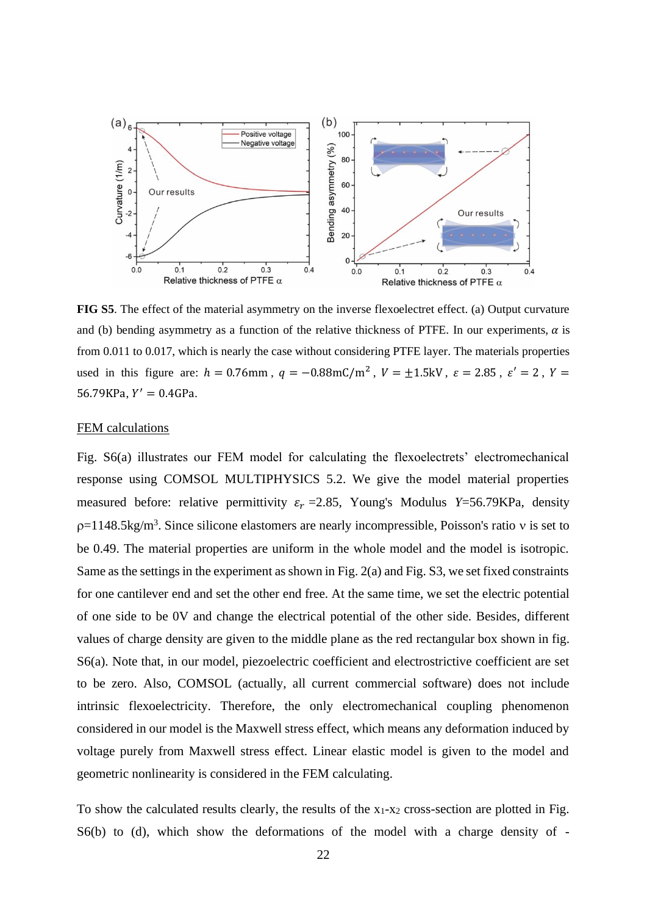**FIG S5**. The effect of the material asymmetry on the inverse flexoelectret effect. (a) Output curvature and (b) bending asymmetry as a function of the relative thickness of PTFE. In our experiments, $\alpha$ is from 0.011 to 0.017, which is nearly the case without considering PTFE layer. The materials properties used in this figure are: $h = 0.76\text{mm}$, $q = -0.88\text{mC/m}^2$, $V = \pm 1.5\text{kV}$, $\varepsilon = 2.85$, $\varepsilon' = 2$, $Y = 56.79\text{KPa}$, $Y' = 0.4\text{GPa}$.

FEM calculations

Fig. S6(a) illustrates our FEM model for calculating the flexoelectrets' electromechanical response using COMSOL MULTIPHYSICS 5.2. We give the model material properties measured before: relative permittivity $\varepsilon_r$ =2.85, Young's Modulus $Y$=56.79KPa, density $\rho$=1148.5kg/m$^3$. Since silicone elastomers are nearly incompressible, Poisson's ratio $\nu$ is set to be 0.49. The material properties are uniform in the whole model and the model is isotropic. Same as the settings in the experiment as shown in Fig. 2(a) and Fig. S3, we set fixed constraints for one cantilever end and set the other end free. At the same time, we set the electric potential of one side to be 0V and change the electrical potential of the other side. Besides, different values of charge density are given to the middle plane as the red rectangular box shown in fig. S6(a). Note that, in our model, piezoelectric coefficient and electrostrictive coefficient are set to be zero. Also, COMSOL (actually, all current commercial software) does not include intrinsic flexoelectricity. Therefore, the only electromechanical coupling phenomenon considered in our model is the Maxwell stress effect, which means any deformation induced by voltage purely from Maxwell stress effect. Linear elastic model is given to the model and geometric nonlinearity is considered in the FEM calculating.

To show the calculated results clearly, the results of the $x_1$-$x_2$ cross-section are plotted in Fig. S6(b) to (d), which show the deformations of the model with a charge density of -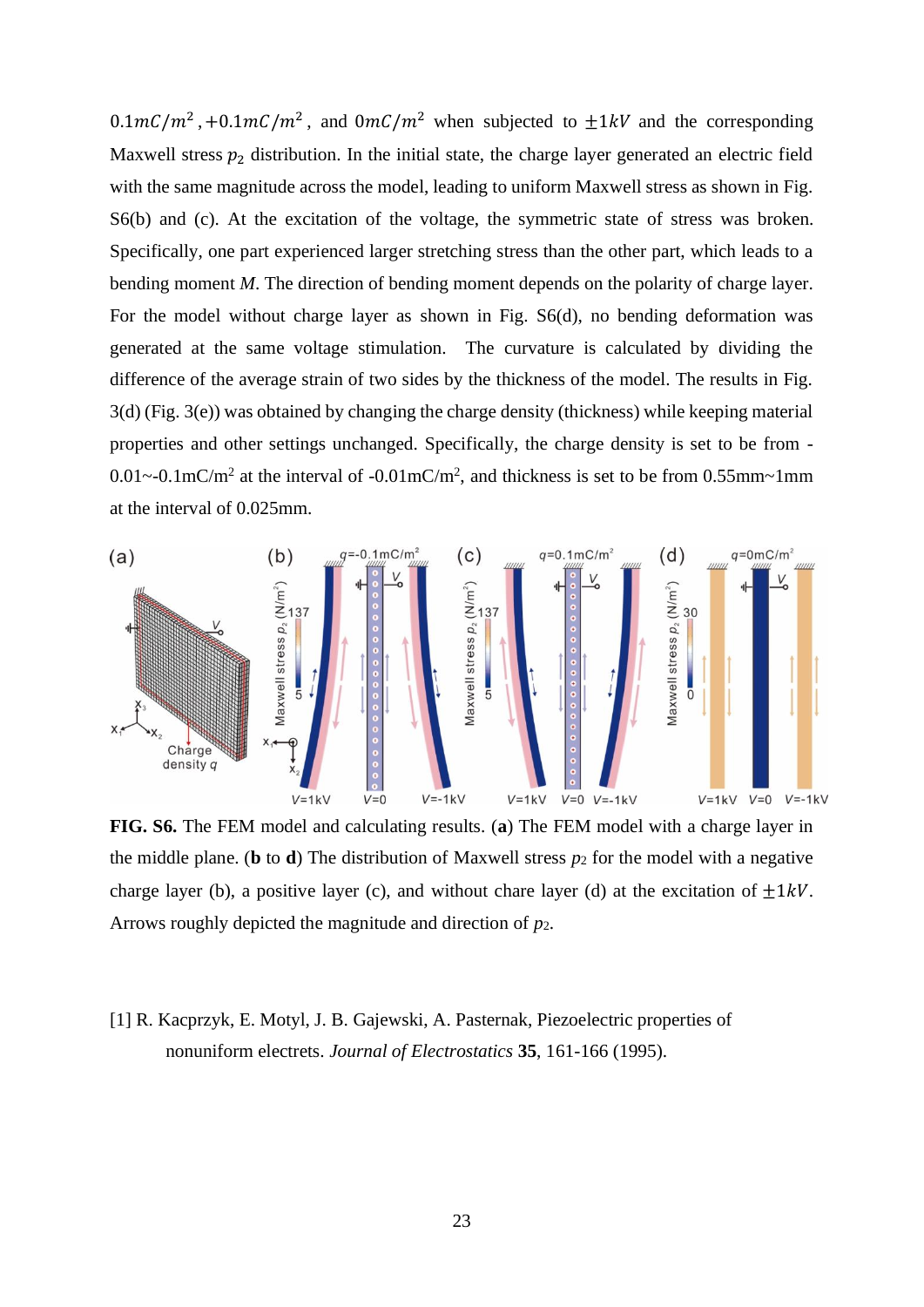$0.1mC/m^2$, $+0.1mC/m^2$, and $0mC/m^2$ when subjected to $\pm 1kV$ and the corresponding Maxwell stress $p_2$ distribution. In the initial state, the charge layer generated an electric field with the same magnitude across the model, leading to uniform Maxwell stress as shown in Fig. S6(b) and (c). At the excitation of the voltage, the symmetric state of stress was broken. Specifically, one part experienced larger stretching stress than the other part, which leads to a bending moment *M*. The direction of bending moment depends on the polarity of charge layer. For the model without charge layer as shown in Fig. S6(d), no bending deformation was generated at the same voltage stimulation. The curvature is calculated by dividing the difference of the average strain of two sides by the thickness of the model. The results in Fig. 3(d) (Fig. 3(e)) was obtained by changing the charge density (thickness) while keeping material properties and other settings unchanged. Specifically, the charge density is set to be from -0.01~-0.1mC/m$^2$ at the interval of -0.01mC/m$^2$, and thickness is set to be from 0.55mm~1mm at the interval of 0.025mm.

(a)

V

$x_3$

$x_1$

$x_2$

Charge density *q*

(b)

$q$=-0.1mC/m$^2$

Maxwell stress $p_2$ (N/m$^2$)

137

5

V=1kV V=0 V=-1kV

(c)

$q$=0.1mC/m$^2$

Maxwell stress $p_2$ (N/m$^2$)

137

5

V=1kV V=0 V=-1kV

(d)

$q$=0mC/m$^2$

Maxwell stress $p_2$ (N/m$^2$)

30

0

V=1kV V=0 V=-1kV

**FIG. S6.** The FEM model and calculating results. (**a**) The FEM model with a charge layer in the middle plane. (**b** to **d**) The distribution of Maxwell stress $p_2$ for the model with a negative charge layer (b), a positive layer (c), and without chare layer (d) at the excitation of $\pm 1kV$. Arrows roughly depicted the magnitude and direction of $p_2$.

[1] R. Kacprzyk, E. Motyl, J. B. Gajewski, A. Pasternak, Piezoelectric properties of nonuniform electrets. *Journal of Electrostatics* **35**, 161-166 (1995).